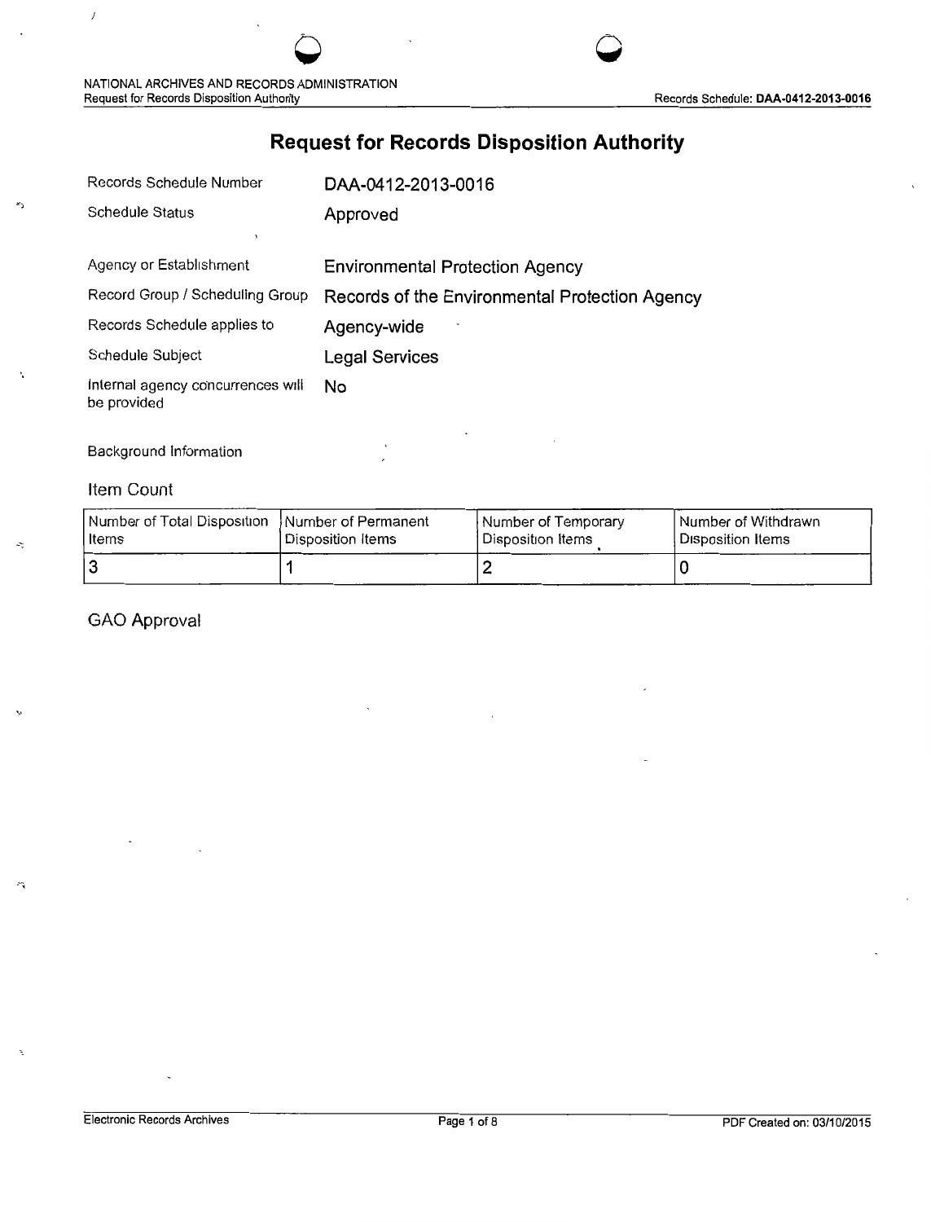# Request for Records Disposition Authority

| | |
|---|---|
| Records Schedule Number | DAA-0412-2013-0016 |
| Schedule Status | Approved |
| Agency or Establishment | Environmental Protection Agency |
| Record Group / Scheduling Group | Records of the Environmental Protection Agency |
| Records Schedule applies to | Agency-wide |
| Schedule Subject | Legal Services |
| Internal agency concurrences will be provided | No |

Background Information

## Item Count

| Number of Total Disposition Items | Number of Permanent Disposition Items | Number of Temporary Disposition Items | Number of Withdrawn Disposition Items |
|---|---|---|---|
| 3 | 1 | 2 | 0 |

## GAO Approval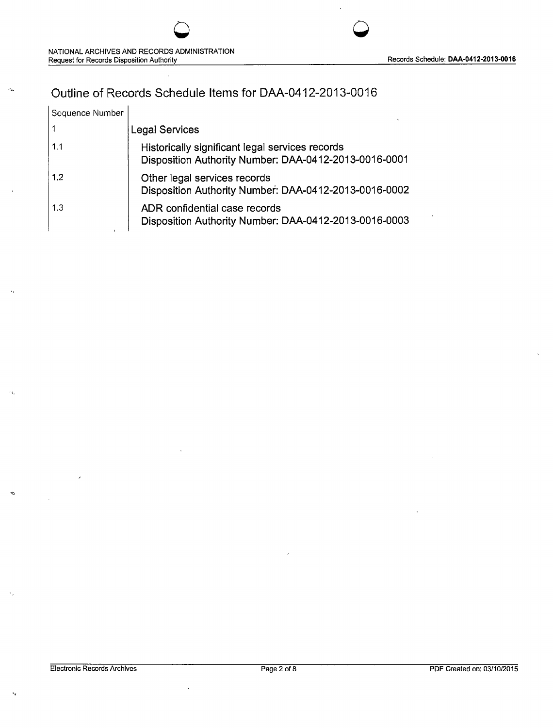# Outline of Records Schedule Items for DAA-0412-2013-0016

| Sequence Number | |
|---|---|
| 1 | Legal Services |
| 1.1 | Historically significant legal services records<br>Disposition Authority Number: DAA-0412-2013-0016-0001 |
| 1.2 | Other legal services records<br>Disposition Authority Number: DAA-0412-2013-0016-0002 |
| 1.3 | ADR confidential case records<br>Disposition Authority Number: DAA-0412-2013-0016-0003 |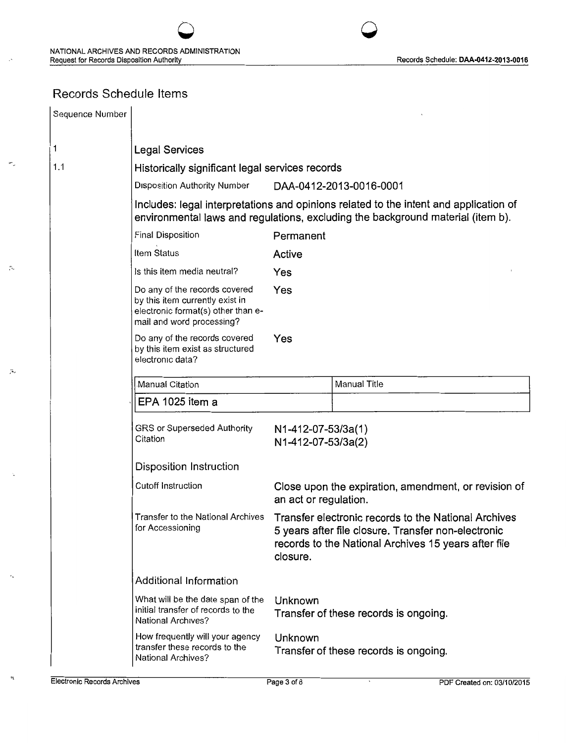## Records Schedule Items

| Sequence Number | |
|---|---|
| 1 | **Legal Services** |
| 1.1 | **Historically significant legal services records** |

Disposition Authority Number: DAA-0412-2013-0016-0001

Includes: legal interpretations and opinions related to the intent and application of environmental laws and regulations, excluding the background material (item b).

| | |
|---|---|
| Final Disposition | Permanent |
| Item Status | Active |
| Is this item media neutral? | Yes |
| Do any of the records covered by this item currently exist in electronic format(s) other than e-mail and word processing? | Yes |
| Do any of the records covered by this item exist as structured electronic data? | Yes |

| Manual Citation | Manual Title |
|---|---|
| EPA 1025 item a | |

| | |
|---|---|
| GRS or Superseded Authority Citation | N1-412-07-53/3a(1)<br>N1-412-07-53/3a(2) |

### Disposition Instruction

| | |
|---|---|
| Cutoff Instruction | Close upon the expiration, amendment, or revision of an act or regulation. |
| Transfer to the National Archives for Accessioning | Transfer electronic records to the National Archives 5 years after file closure. Transfer non-electronic records to the National Archives 15 years after file closure. |

### Additional Information

| | |
|---|---|
| What will be the date span of the initial transfer of records to the National Archives? | Unknown<br>Transfer of these records is ongoing. |
| How frequently will your agency transfer these records to the National Archives? | Unknown<br>Transfer of these records is ongoing. |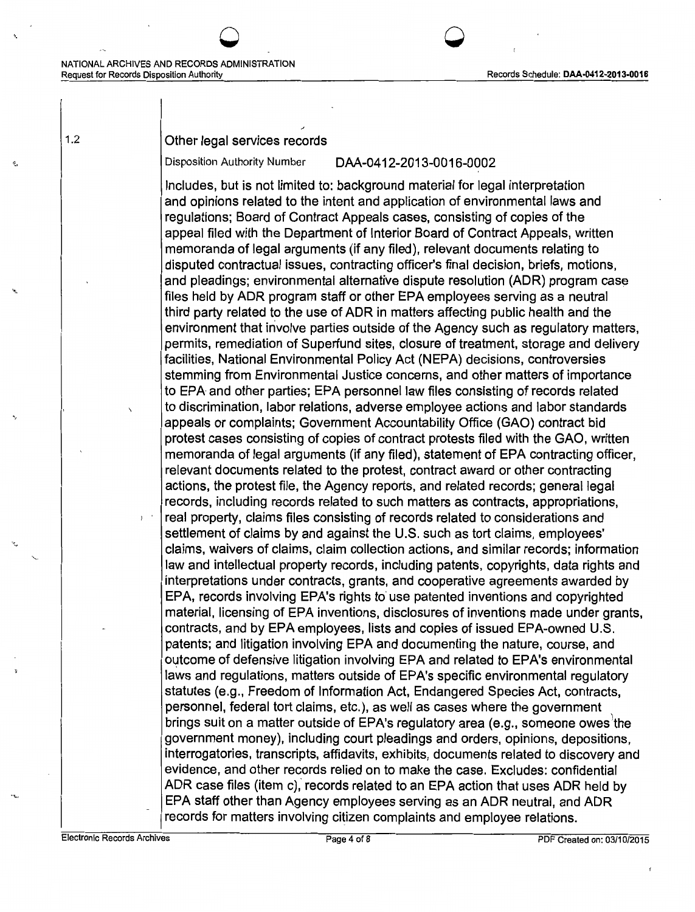1.2

## Other legal services records

Disposition Authority Number DAA-0412-2013-0016-0002

Includes, but is not limited to: background material for legal interpretation and opinions related to the intent and application of environmental laws and regulations; Board of Contract Appeals cases, consisting of copies of the appeal filed with the Department of Interior Board of Contract Appeals, written memoranda of legal arguments (if any filed), relevant documents relating to disputed contractual issues, contracting officer's final decision, briefs, motions, and pleadings; environmental alternative dispute resolution (ADR) program case files held by ADR program staff or other EPA employees serving as a neutral third party related to the use of ADR in matters affecting public health and the environment that involve parties outside of the Agency such as regulatory matters, permits, remediation of Superfund sites, closure of treatment, storage and delivery facilities, National Environmental Policy Act (NEPA) decisions, controversies stemming from Environmental Justice concerns, and other matters of importance to EPA and other parties; EPA personnel law files consisting of records related to discrimination, labor relations, adverse employee actions and labor standards appeals or complaints; Government Accountability Office (GAO) contract bid protest cases consisting of copies of contract protests filed with the GAO, written memoranda of legal arguments (if any filed), statement of EPA contracting officer, relevant documents related to the protest, contract award or other contracting actions, the protest file, the Agency reports, and related records; general legal records, including records related to such matters as contracts, appropriations, real property, claims files consisting of records related to considerations and settlement of claims by and against the U.S. such as tort claims, employees' claims, waivers of claims, claim collection actions, and similar records; information law and intellectual property records, including patents, copyrights, data rights and interpretations under contracts, grants, and cooperative agreements awarded by EPA, records involving EPA's rights to use patented inventions and copyrighted material, licensing of EPA inventions, disclosures of inventions made under grants, contracts, and by EPA employees, lists and copies of issued EPA-owned U.S. patents; and litigation involving EPA and documenting the nature, course, and outcome of defensive litigation involving EPA and related to EPA's environmental laws and regulations, matters outside of EPA's specific environmental regulatory statutes (e.g., Freedom of Information Act, Endangered Species Act, contracts, personnel, federal tort claims, etc.), as well as cases where the government brings suit on a matter outside of EPA's regulatory area (e.g., someone owes the government money), including court pleadings and orders, opinions, depositions, interrogatories, transcripts, affidavits, exhibits, documents related to discovery and evidence, and other records relied on to make the case. Excludes: confidential ADR case files (item c), records related to an EPA action that uses ADR held by EPA staff other than Agency employees serving as an ADR neutral, and ADR records for matters involving citizen complaints and employee relations.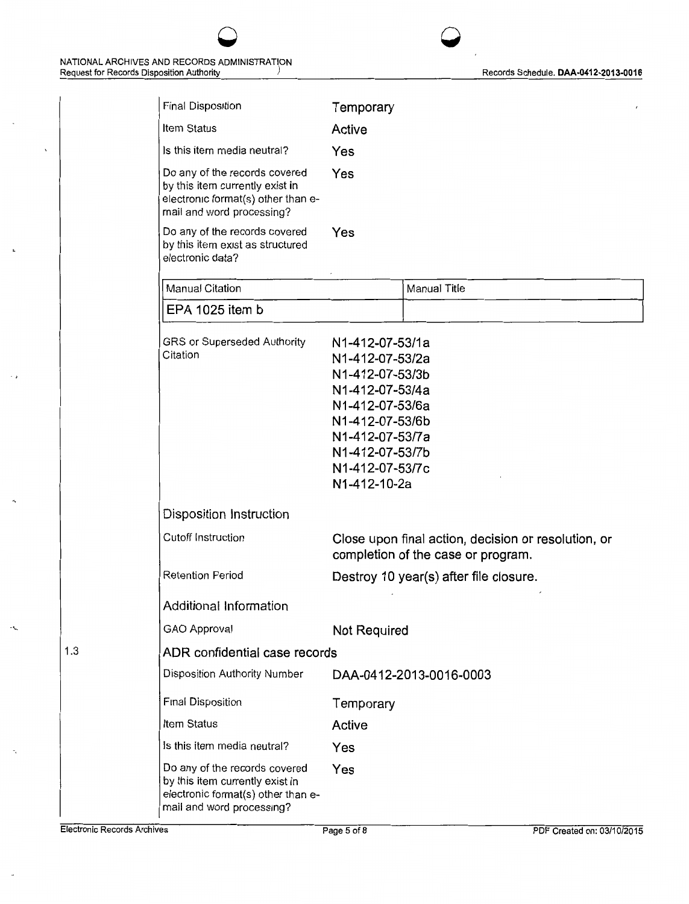| | |
|---|---|
| Final Disposition | Temporary |
| Item Status | Active |
| Is this item media neutral? | Yes |
| Do any of the records covered by this item currently exist in electronic format(s) other than e-mail and word processing? | Yes |
| Do any of the records covered by this item exist as structured electronic data? | Yes |

| Manual Citation | Manual Title |
|---|---|
| EPA 1025 item b | |

GRS or Superseded Authority Citation

N1-412-07-53/1a
N1-412-07-53/2a
N1-412-07-53/3b
N1-412-07-53/4a
N1-412-07-53/6a
N1-412-07-53/6b
N1-412-07-53/7a
N1-412-07-53/7b
N1-412-07-53/7c
N1-412-10-2a

## Disposition Instruction

| | |
|---|---|
| Cutoff Instruction | Close upon final action, decision or resolution, or completion of the case or program. |
| Retention Period | Destroy 10 year(s) after file closure. |

## Additional Information

| | |
|---|---|
| GAO Approval | Not Required |

## 1.3 ADR confidential case records

| | |
|---|---|
| Disposition Authority Number | DAA-0412-2013-0016-0003 |
| Final Disposition | Temporary |
| Item Status | Active |
| Is this item media neutral? | Yes |
| Do any of the records covered by this item currently exist in electronic format(s) other than e-mail and word processing? | Yes |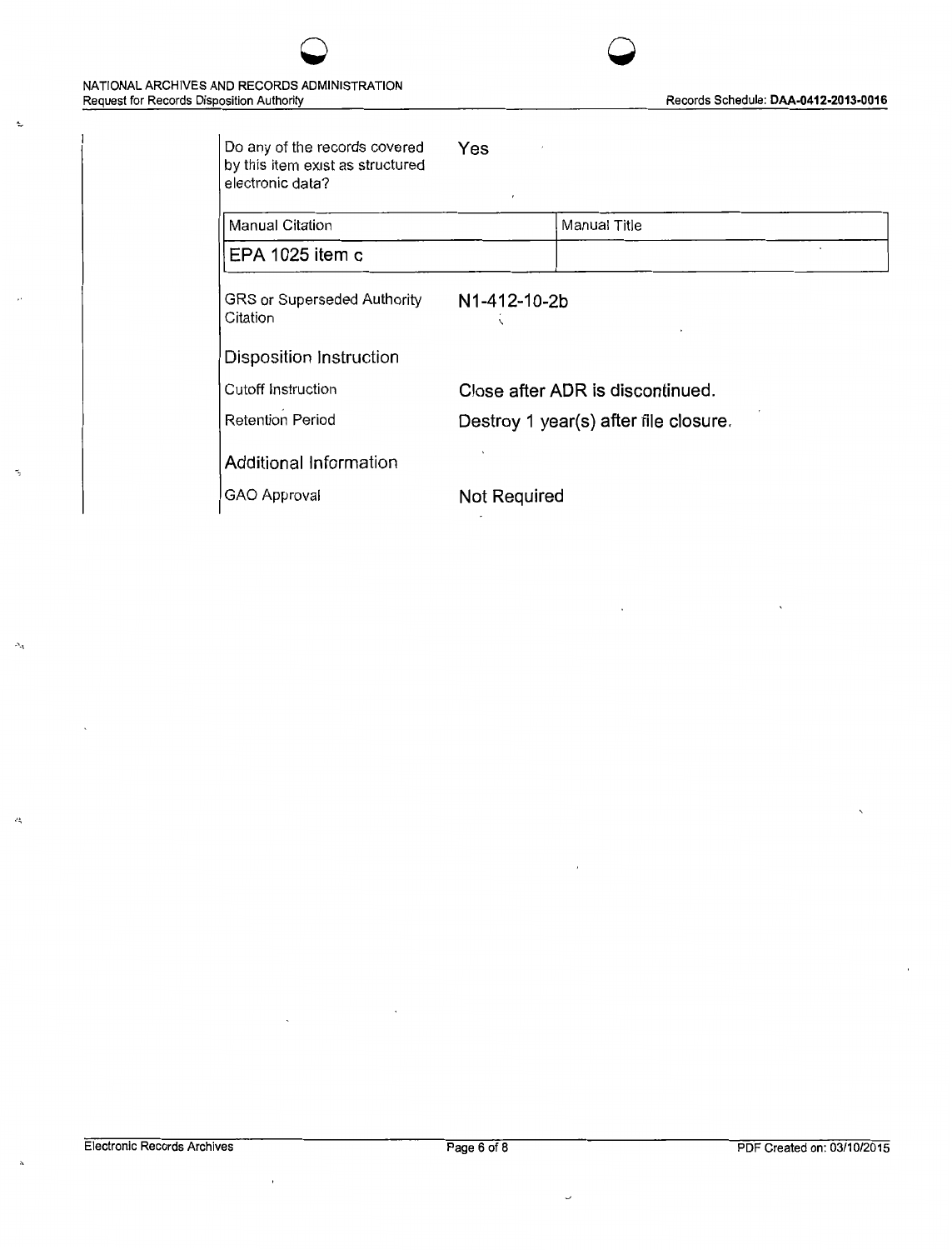Do any of the records covered by this item exist as structured electronic data? Yes

| Manual Citation | Manual Title |
| --- | --- |
| EPA 1025 item c | |

GRS or Superseded Authority Citation: N1-412-10-2b

## Disposition Instruction

Cutoff Instruction: Close after ADR is discontinued.

Retention Period: Destroy 1 year(s) after file closure.

## Additional Information

GAO Approval: Not Required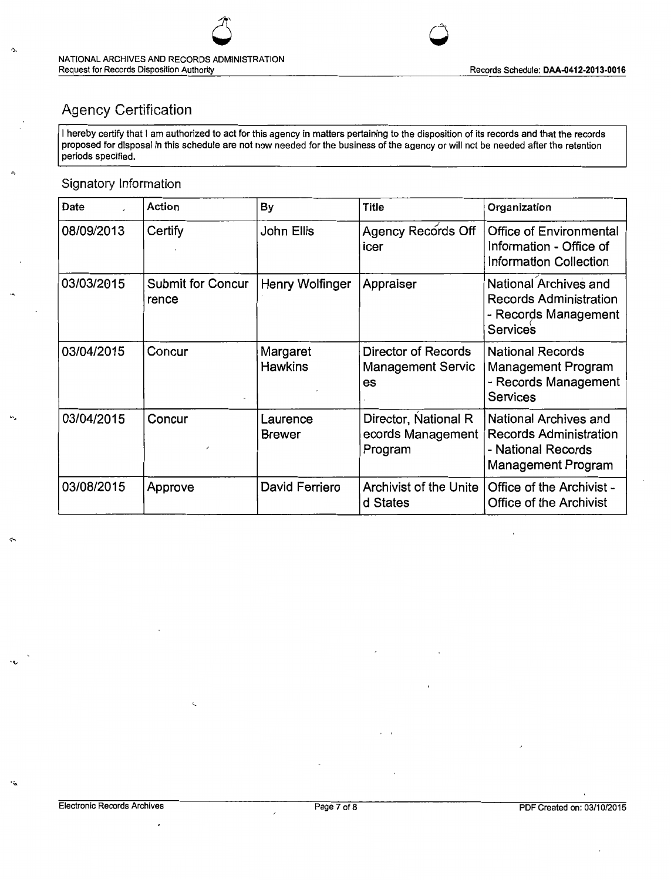## Agency Certification

I hereby certify that I am authorized to act for this agency in matters pertaining to the disposition of its records and that the records proposed for disposal in this schedule are not now needed for the business of the agency or will not be needed after the retention periods specified.

### Signatory Information

| Date | Action | By | Title | Organization |
|---|---|---|---|---|
| 08/09/2013 | Certify | John Ellis | Agency Records Officer | Office of Environmental Information - Office of Information Collection |
| 03/03/2015 | Submit for Concurrence | Henry Wolfinger | Appraiser | National Archives and Records Administration - Records Management Services |
| 03/04/2015 | Concur | Margaret Hawkins | Director of Records Management Services | National Records Management Program - Records Management Services |
| 03/04/2015 | Concur | Laurence Brewer | Director, National Records Management Program | National Archives and Records Administration - National Records Management Program |
| 03/08/2015 | Approve | David Ferriero | Archivist of the United States | Office of the Archivist - Office of the Archivist |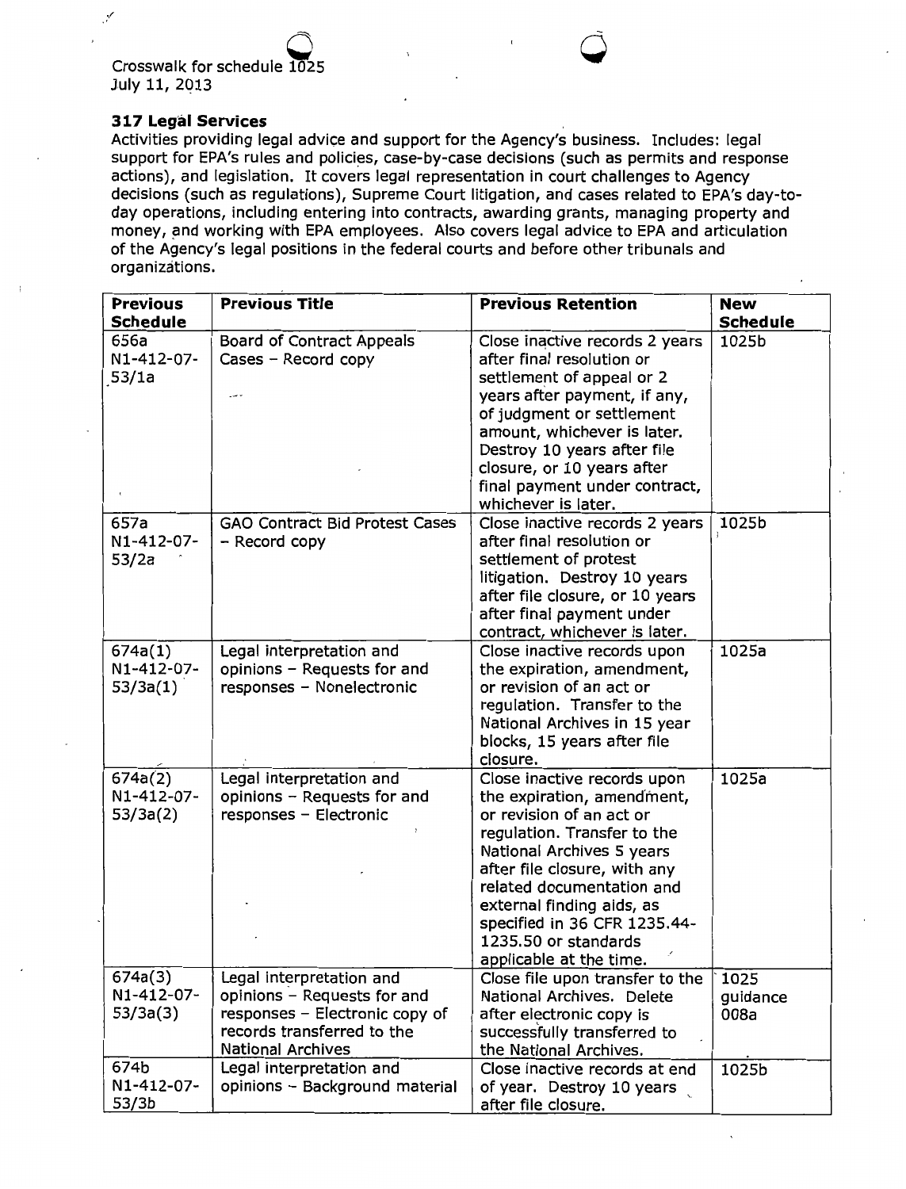Crosswalk for schedule 1025
July 11, 2013

**317 Legal Services**

Activities providing legal advice and support for the Agency's business. Includes: legal support for EPA's rules and policies, case-by-case decisions (such as permits and response actions), and legislation. It covers legal representation in court challenges to Agency decisions (such as regulations), Supreme Court litigation, and cases related to EPA's day-to-day operations, including entering into contracts, awarding grants, managing property and money, and working with EPA employees. Also covers legal advice to EPA and articulation of the Agency's legal positions in the federal courts and before other tribunals and organizations.

| Previous Schedule | Previous Title | Previous Retention | New Schedule |
|---|---|---|---|
| 656a N1-412-07-53/1a | Board of Contract Appeals Cases – Record copy | Close inactive records 2 years after final resolution or settlement of appeal or 2 years after payment, if any, of judgment or settlement amount, whichever is later. Destroy 10 years after file closure, or 10 years after final payment under contract, whichever is later. | 1025b |
| 657a N1-412-07-53/2a | GAO Contract Bid Protest Cases – Record copy | Close inactive records 2 years after final resolution or settlement of protest litigation. Destroy 10 years after file closure, or 10 years after final payment under contract, whichever is later. | 1025b |
| 674a(1) N1-412-07-53/3a(1) | Legal interpretation and opinions – Requests for and responses – Nonelectronic | Close inactive records upon the expiration, amendment, or revision of an act or regulation. Transfer to the National Archives in 15 year blocks, 15 years after file closure. | 1025a |
| 674a(2) N1-412-07-53/3a(2) | Legal interpretation and opinions – Requests for and responses – Electronic | Close inactive records upon the expiration, amendment, or revision of an act or regulation. Transfer to the National Archives 5 years after file closure, with any related documentation and external finding aids, as specified in 36 CFR 1235.44-1235.50 or standards applicable at the time. | 1025a |
| 674a(3) N1-412-07-53/3a(3) | Legal interpretation and opinions – Requests for and responses – Electronic copy of records transferred to the National Archives | Close file upon transfer to the National Archives. Delete after electronic copy is successfully transferred to the National Archives. | 1025 guidance 008a |
| 674b N1-412-07-53/3b | Legal interpretation and opinions – Background material | Close inactive records at end of year. Destroy 10 years after file closure. | 1025b |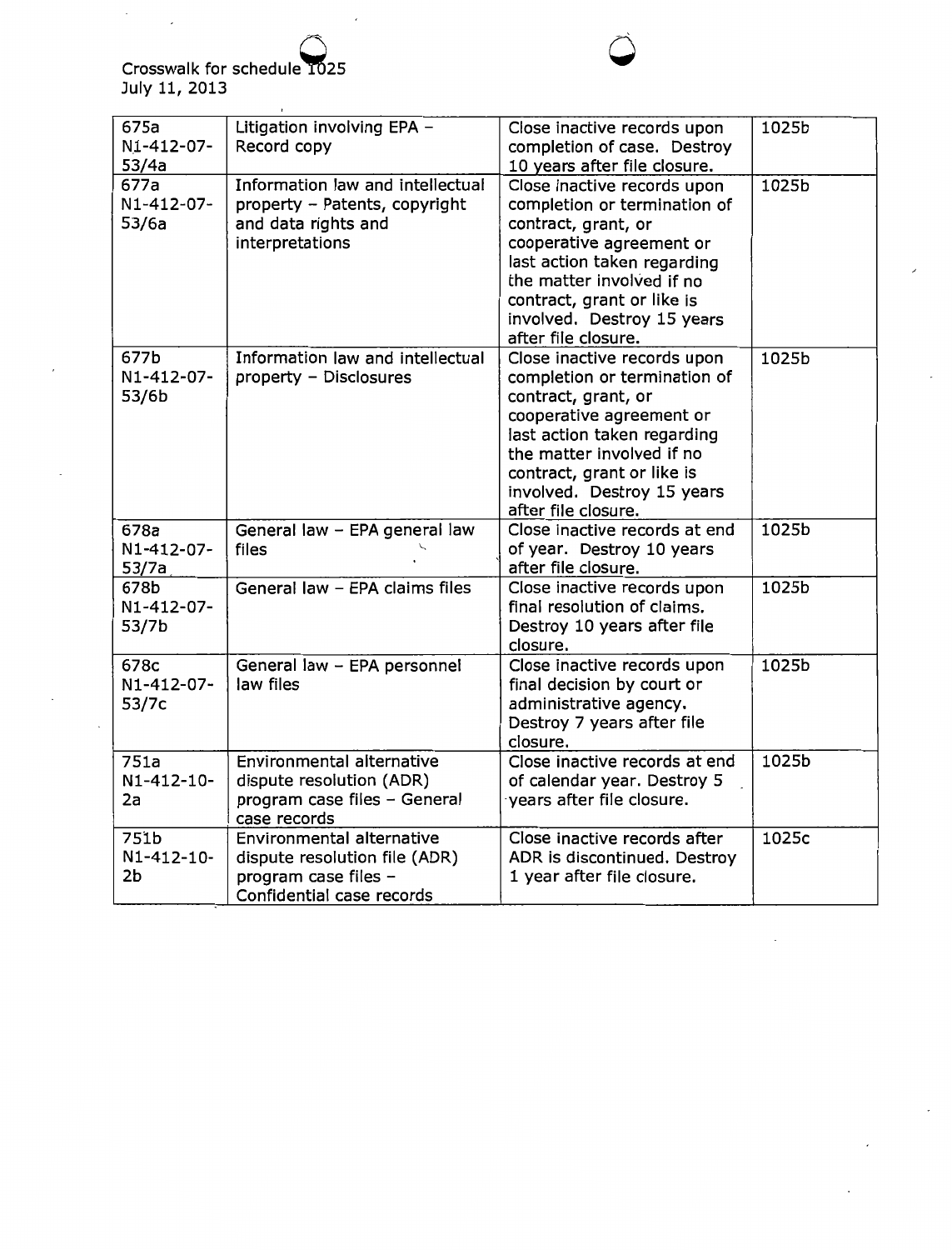Crosswalk for schedule 1025
July 11, 2013

| | | | |
|---|---|---|---|
| 675a N1-412-07-53/4a | Litigation involving EPA – Record copy | Close inactive records upon completion of case. Destroy 10 years after file closure. | 1025b |
| 677a N1-412-07-53/6a | Information law and intellectual property – Patents, copyright and data rights and interpretations | Close inactive records upon completion or termination of contract, grant, or cooperative agreement or last action taken regarding the matter involved if no contract, grant or like is involved. Destroy 15 years after file closure. | 1025b |
| 677b N1-412-07-53/6b | Information law and intellectual property – Disclosures | Close inactive records upon completion or termination of contract, grant, or cooperative agreement or last action taken regarding the matter involved if no contract, grant or like is involved. Destroy 15 years after file closure. | 1025b |
| 678a N1-412-07-53/7a | General law – EPA general law files | Close inactive records at end of year. Destroy 10 years after file closure. | 1025b |
| 678b N1-412-07-53/7b | General law – EPA claims files | Close inactive records upon final resolution of claims. Destroy 10 years after file closure. | 1025b |
| 678c N1-412-07-53/7c | General law – EPA personnel law files | Close inactive records upon final decision by court or administrative agency. Destroy 7 years after file closure. | 1025b |
| 751a N1-412-10-2a | Environmental alternative dispute resolution (ADR) program case files – General case records | Close inactive records at end of calendar year. Destroy 5 years after file closure. | 1025b |
| 751b N1-412-10-2b | Environmental alternative dispute resolution file (ADR) program case files – Confidential case records | Close inactive records after ADR is discontinued. Destroy 1 year after file closure. | 1025c |